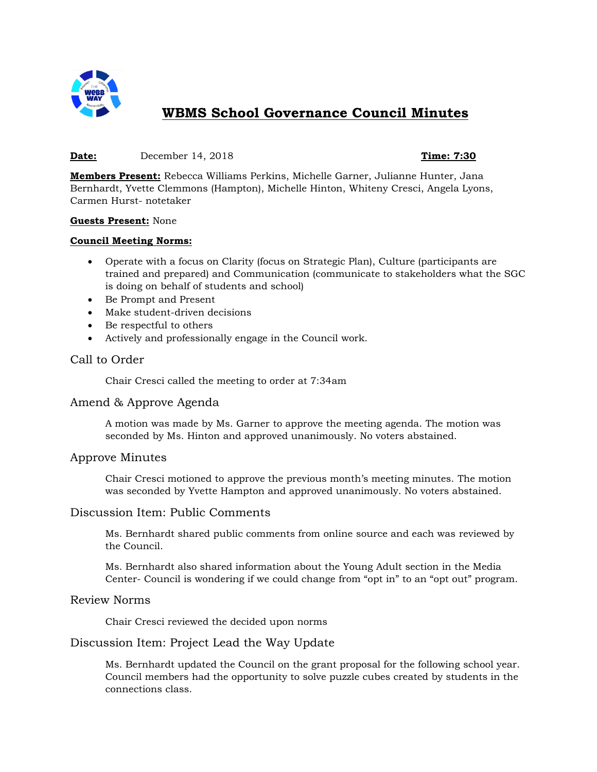# WBMS School Governance Council Minutes

**Date:** December 14, 2018 **Time: 7:30**

**Members Present:** Rebecca Williams Perkins, Michelle Garner, Julianne Hunter, Jana Bernhardt, Yvette Clemmons (Hampton), Michelle Hinton, Whiteny Cresci, Angela Lyons, Carmen Hurst- notetaker

**Guests Present:** None

**Council Meeting Norms:**

- Operate with a focus on Clarity (focus on Strategic Plan), Culture (participants are trained and prepared) and Communication (communicate to stakeholders what the SGC is doing on behalf of students and school)
- Be Prompt and Present
- Make student-driven decisions
- Be respectful to others
- Actively and professionally engage in the Council work.

## Call to Order

Chair Cresci called the meeting to order at 7:34am

## Amend & Approve Agenda

A motion was made by Ms. Garner to approve the meeting agenda. The motion was seconded by Ms. Hinton and approved unanimously. No voters abstained.

## Approve Minutes

Chair Cresci motioned to approve the previous month's meeting minutes. The motion was seconded by Yvette Hampton and approved unanimously. No voters abstained.

## Discussion Item: Public Comments

Ms. Bernhardt shared public comments from online source and each was reviewed by the Council.

Ms. Bernhardt also shared information about the Young Adult section in the Media Center- Council is wondering if we could change from "opt in" to an "opt out" program.

## Review Norms

Chair Cresci reviewed the decided upon norms

## Discussion Item: Project Lead the Way Update

Ms. Bernhardt updated the Council on the grant proposal for the following school year. Council members had the opportunity to solve puzzle cubes created by students in the connections class.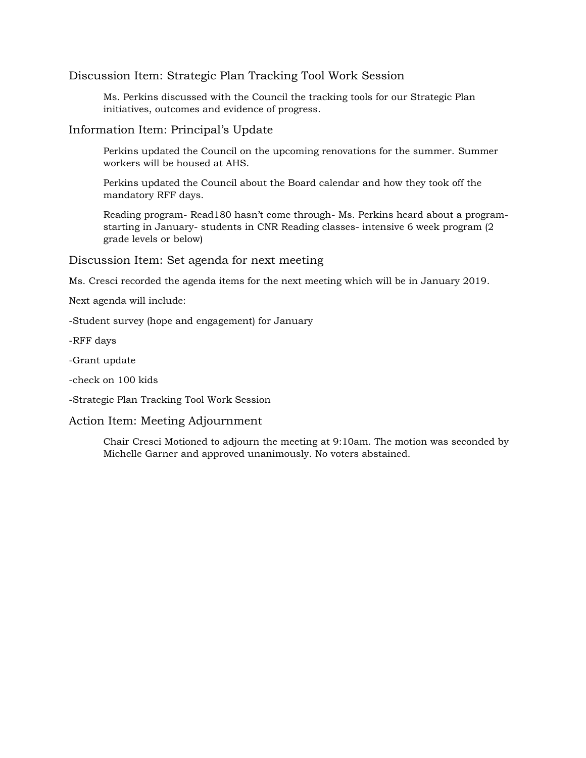## Discussion Item: Strategic Plan Tracking Tool Work Session

Ms. Perkins discussed with the Council the tracking tools for our Strategic Plan initiatives, outcomes and evidence of progress.

## Information Item: Principal's Update

Perkins updated the Council on the upcoming renovations for the summer. Summer workers will be housed at AHS.

Perkins updated the Council about the Board calendar and how they took off the mandatory RFF days.

Reading program- Read180 hasn't come through- Ms. Perkins heard about a program- starting in January- students in CNR Reading classes- intensive 6 week program (2 grade levels or below)

## Discussion Item: Set agenda for next meeting

Ms. Cresci recorded the agenda items for the next meeting which will be in January 2019.

Next agenda will include:

-Student survey (hope and engagement) for January

-RFF days

-Grant update

-check on 100 kids

-Strategic Plan Tracking Tool Work Session

## Action Item: Meeting Adjournment

Chair Cresci Motioned to adjourn the meeting at 9:10am. The motion was seconded by Michelle Garner and approved unanimously. No voters abstained.